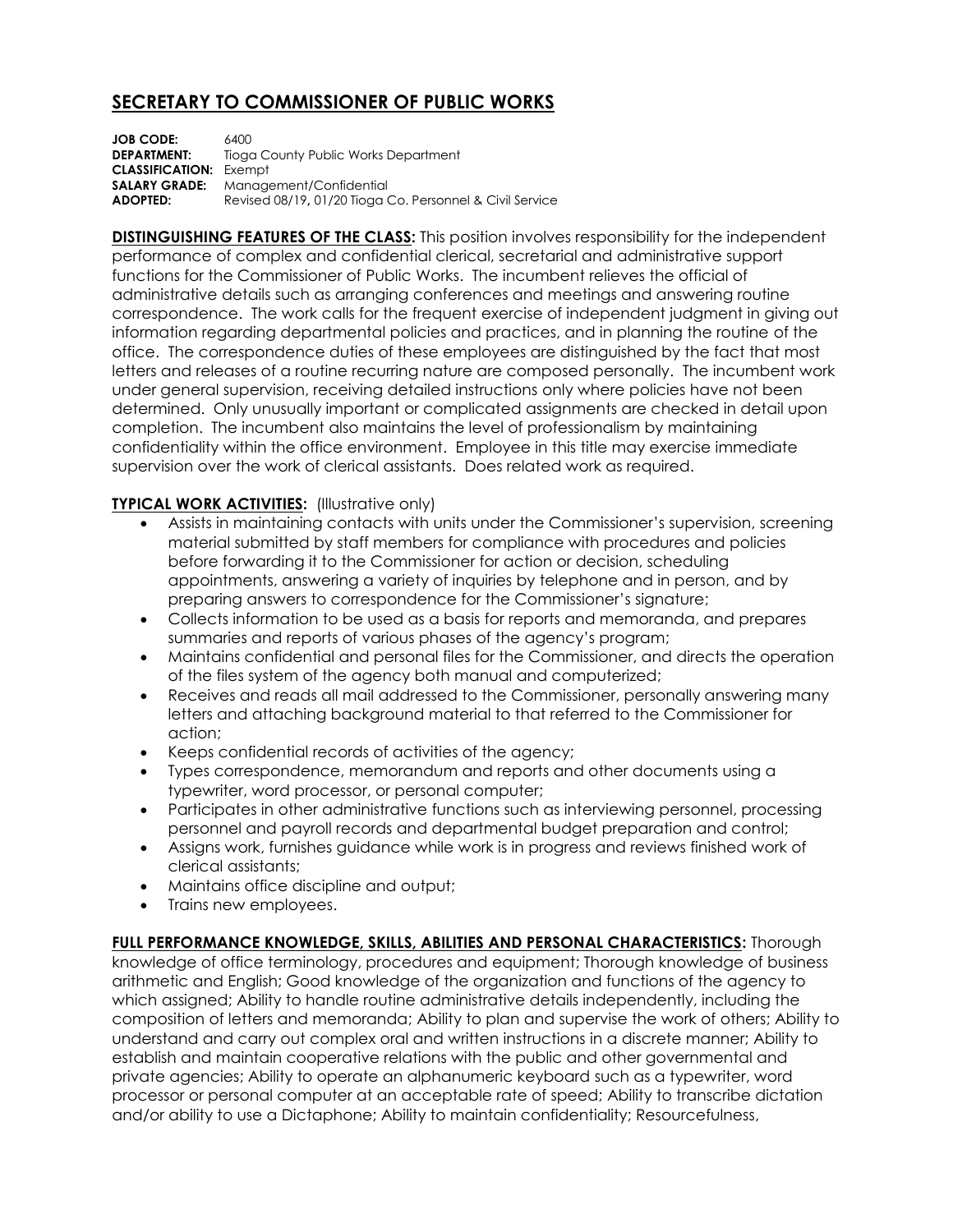# SECRETARY TO COMMISSIONER OF PUBLIC WORKS

**JOB CODE:** 6400
**DEPARTMENT:** Tioga County Public Works Department
**CLASSIFICATION:** Exempt
**SALARY GRADE:** Management/Confidential
**ADOPTED:** Revised 08/19**,** 01/20 Tioga Co. Personnel & Civil Service

**DISTINGUISHING FEATURES OF THE CLASS:** This position involves responsibility for the independent performance of complex and confidential clerical, secretarial and administrative support functions for the Commissioner of Public Works. The incumbent relieves the official of administrative details such as arranging conferences and meetings and answering routine correspondence. The work calls for the frequent exercise of independent judgment in giving out information regarding departmental policies and practices, and in planning the routine of the office. The correspondence duties of these employees are distinguished by the fact that most letters and releases of a routine recurring nature are composed personally. The incumbent work under general supervision, receiving detailed instructions only where policies have not been determined. Only unusually important or complicated assignments are checked in detail upon completion. The incumbent also maintains the level of professionalism by maintaining confidentiality within the office environment. Employee in this title may exercise immediate supervision over the work of clerical assistants. Does related work as required.

**TYPICAL WORK ACTIVITIES:** (Illustrative only)

- Assists in maintaining contacts with units under the Commissioner's supervision, screening material submitted by staff members for compliance with procedures and policies before forwarding it to the Commissioner for action or decision, scheduling appointments, answering a variety of inquiries by telephone and in person, and by preparing answers to correspondence for the Commissioner's signature;
- Collects information to be used as a basis for reports and memoranda, and prepares summaries and reports of various phases of the agency's program;
- Maintains confidential and personal files for the Commissioner, and directs the operation of the files system of the agency both manual and computerized;
- Receives and reads all mail addressed to the Commissioner, personally answering many letters and attaching background material to that referred to the Commissioner for action;
- Keeps confidential records of activities of the agency;
- Types correspondence, memorandum and reports and other documents using a typewriter, word processor, or personal computer;
- Participates in other administrative functions such as interviewing personnel, processing personnel and payroll records and departmental budget preparation and control;
- Assigns work, furnishes guidance while work is in progress and reviews finished work of clerical assistants;
- Maintains office discipline and output;
- Trains new employees.

**FULL PERFORMANCE KNOWLEDGE, SKILLS, ABILITIES AND PERSONAL CHARACTERISTICS:** Thorough knowledge of office terminology, procedures and equipment; Thorough knowledge of business arithmetic and English; Good knowledge of the organization and functions of the agency to which assigned; Ability to handle routine administrative details independently, including the composition of letters and memoranda; Ability to plan and supervise the work of others; Ability to understand and carry out complex oral and written instructions in a discrete manner; Ability to establish and maintain cooperative relations with the public and other governmental and private agencies; Ability to operate an alphanumeric keyboard such as a typewriter, word processor or personal computer at an acceptable rate of speed; Ability to transcribe dictation and/or ability to use a Dictaphone; Ability to maintain confidentiality; Resourcefulness,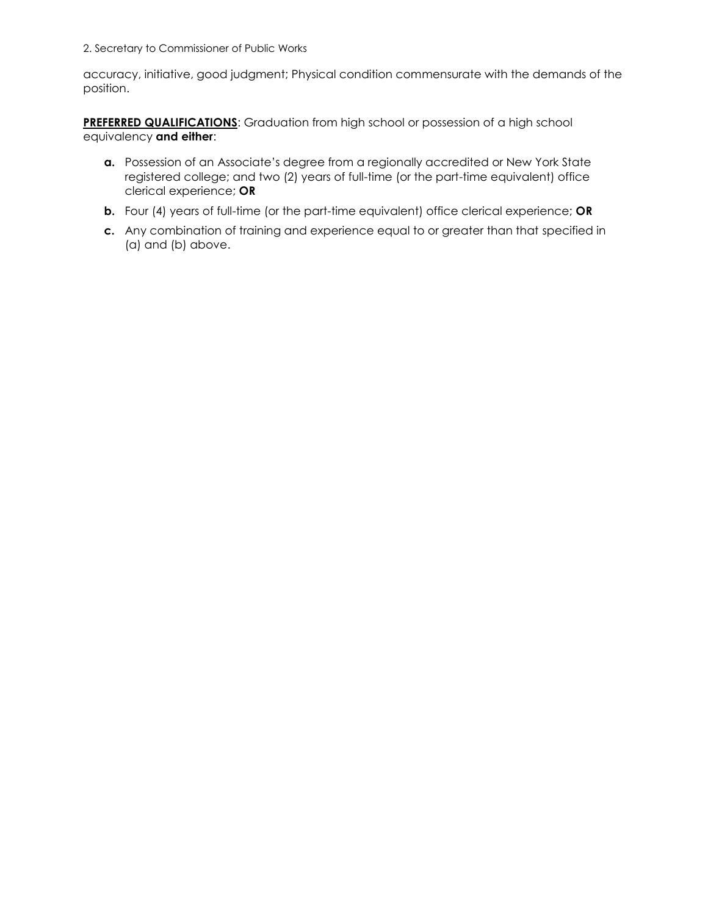accuracy, initiative, good judgment; Physical condition commensurate with the demands of the position.

**PREFERRED QUALIFICATIONS**: Graduation from high school or possession of a high school equivalency **and either**:

- **a.** Possession of an Associate's degree from a regionally accredited or New York State registered college; and two (2) years of full-time (or the part-time equivalent) office clerical experience; **OR**
- **b.** Four (4) years of full-time (or the part-time equivalent) office clerical experience; **OR**
- **c.** Any combination of training and experience equal to or greater than that specified in (a) and (b) above.